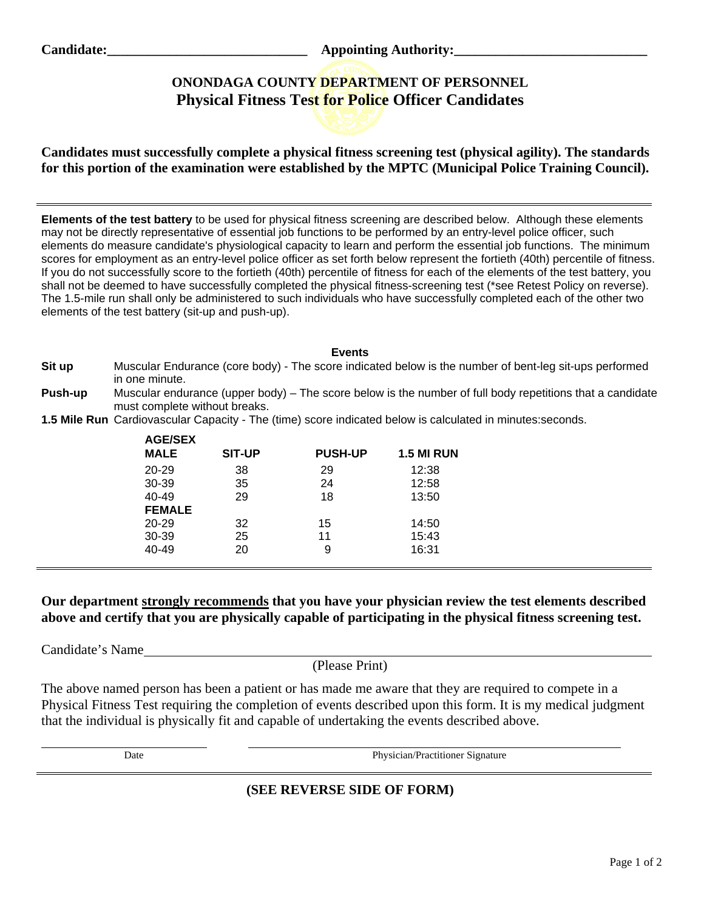**Candidate:\_\_\_\_\_\_\_\_\_\_\_\_\_\_\_\_\_\_\_\_\_\_\_\_\_\_\_\_\_\_ Appointing Authority:\_\_\_\_\_\_\_\_\_\_\_\_\_\_\_\_\_\_\_\_\_\_\_\_\_\_\_\_**

# ONONDAGA COUNTY DEPARTMENT OF PERSONNEL
## Physical Fitness Test for Police Officer Candidates

**Candidates must successfully complete a physical fitness screening test (physical agility). The standards for this portion of the examination were established by the MPTC (Municipal Police Training Council).**

---

**Elements of the test battery** to be used for physical fitness screening are described below. Although these elements may not be directly representative of essential job functions to be performed by an entry-level police officer, such elements do measure candidate's physiological capacity to learn and perform the essential job functions. The minimum scores for employment as an entry-level police officer as set forth below represent the fortieth (40th) percentile of fitness. If you do not successfully score to the fortieth (40th) percentile of fitness for each of the elements of the test battery, you shall not be deemed to have successfully completed the physical fitness-screening test (*see Retest Policy on reverse). The 1.5-mile run shall only be administered to such individuals who have successfully completed each of the other two elements of the test battery (sit-up and push-up).

**Events**

**Sit up** Muscular Endurance (core body) - The score indicated below is the number of bent-leg sit-ups performed in one minute.

**Push-up** Muscular endurance (upper body) – The score below is the number of full body repetitions that a candidate must complete without breaks.

**1.5 Mile Run** Cardiovascular Capacity - The (time) score indicated below is calculated in minutes:seconds.

| AGE/SEX | SIT-UP | PUSH-UP | 1.5 MI RUN |
|---|---|---|---|
| **MALE** | | | |
| 20-29 | 38 | 29 | 12:38 |
| 30-39 | 35 | 24 | 12:58 |
| 40-49 | 29 | 18 | 13:50 |
| **FEMALE** | | | |
| 20-29 | 32 | 15 | 14:50 |
| 30-39 | 25 | 11 | 15:43 |
| 40-49 | 20 | 9 | 16:31 |

---

**Our department <u>strongly recommends</u> that you have your physician review the test elements described above and certify that you are physically capable of participating in the physical fitness screening test.**

Candidate's Name\_\_\_\_\_\_\_\_\_\_\_\_\_\_\_\_\_\_\_\_\_\_\_\_\_\_\_\_\_\_\_\_\_\_\_\_\_\_\_\_\_\_\_\_\_\_\_\_\_\_\_\_\_\_\_\_\_\_
(Please Print)

The above named person has been a patient or has made me aware that they are required to compete in a Physical Fitness Test requiring the completion of events described upon this form. It is my medical judgment that the individual is physically fit and capable of undertaking the events described above.

\_\_\_\_\_\_\_\_\_\_\_\_\_\_\_\_\_\_\_\_\_\_\_\_\_\_\_ \_\_\_\_\_\_\_\_\_\_\_\_\_\_\_\_\_\_\_\_\_\_\_\_\_\_\_\_\_\_\_\_\_\_\_\_\_\_\_\_\_\_\_\_\_\_\_\_\_
Date Physician/Practitioner Signature

---

**(SEE REVERSE SIDE OF FORM)**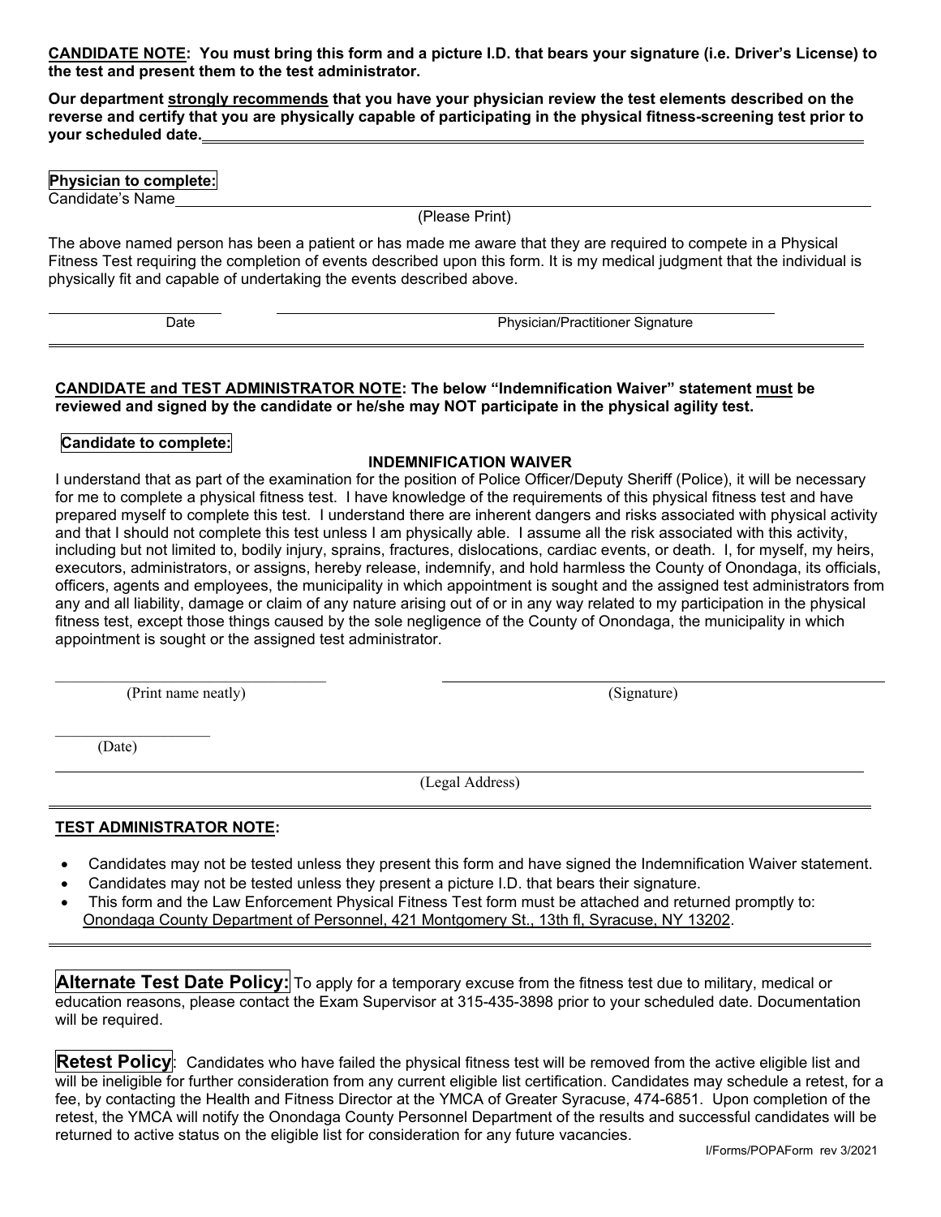**CANDIDATE NOTE: You must bring this form and a picture I.D. that bears your signature (i.e. Driver's License) to the test and present them to the test administrator.**

**Our department strongly recommends that you have your physician review the test elements described on the reverse and certify that you are physically capable of participating in the physical fitness-screening test prior to your scheduled date.**

---

**Physician to complete:**

Candidate's Name ______________________________________________

(Please Print)

The above named person has been a patient or has made me aware that they are required to compete in a Physical Fitness Test requiring the completion of events described upon this form. It is my medical judgment that the individual is physically fit and capable of undertaking the events described above.

______________________ ______________________________________________

Date Physician/Practitioner Signature

---

**CANDIDATE and TEST ADMINISTRATOR NOTE: The below "Indemnification Waiver" statement must be reviewed and signed by the candidate or he/she may NOT participate in the physical agility test.**

**Candidate to complete:**

### INDEMNIFICATION WAIVER

I understand that as part of the examination for the position of Police Officer/Deputy Sheriff (Police), it will be necessary for me to complete a physical fitness test. I have knowledge of the requirements of this physical fitness test and have prepared myself to complete this test. I understand there are inherent dangers and risks associated with physical activity and that I should not complete this test unless I am physically able. I assume all the risk associated with this activity, including but not limited to, bodily injury, sprains, fractures, dislocations, cardiac events, or death. I, for myself, my heirs, executors, administrators, or assigns, hereby release, indemnify, and hold harmless the County of Onondaga, its officials, officers, agents and employees, the municipality in which appointment is sought and the assigned test administrators from any and all liability, damage or claim of any nature arising out of or in any way related to my participation in the physical fitness test, except those things caused by the sole negligence of the County of Onondaga, the municipality in which appointment is sought or the assigned test administrator.

______________________________ ______________________________

(Print name neatly) (Signature)

____________________

(Date)

______________________________________________

(Legal Address)

---

**TEST ADMINISTRATOR NOTE:**

- Candidates may not be tested unless they present this form and have signed the Indemnification Waiver statement.
- Candidates may not be tested unless they present a picture I.D. that bears their signature.
- This form and the Law Enforcement Physical Fitness Test form must be attached and returned promptly to: Onondaga County Department of Personnel, 421 Montgomery St., 13th fl, Syracuse, NY 13202.

---

**Alternate Test Date Policy:** To apply for a temporary excuse from the fitness test due to military, medical or education reasons, please contact the Exam Supervisor at 315-435-3898 prior to your scheduled date. Documentation will be required.

**Retest Policy**: Candidates who have failed the physical fitness test will be removed from the active eligible list and will be ineligible for further consideration from any current eligible list certification. Candidates may schedule a retest, for a fee, by contacting the Health and Fitness Director at the YMCA of Greater Syracuse, 474-6851. Upon completion of the retest, the YMCA will notify the Onondaga County Personnel Department of the results and successful candidates will be returned to active status on the eligible list for consideration for any future vacancies.

I/Forms/POPAForm rev 3/2021